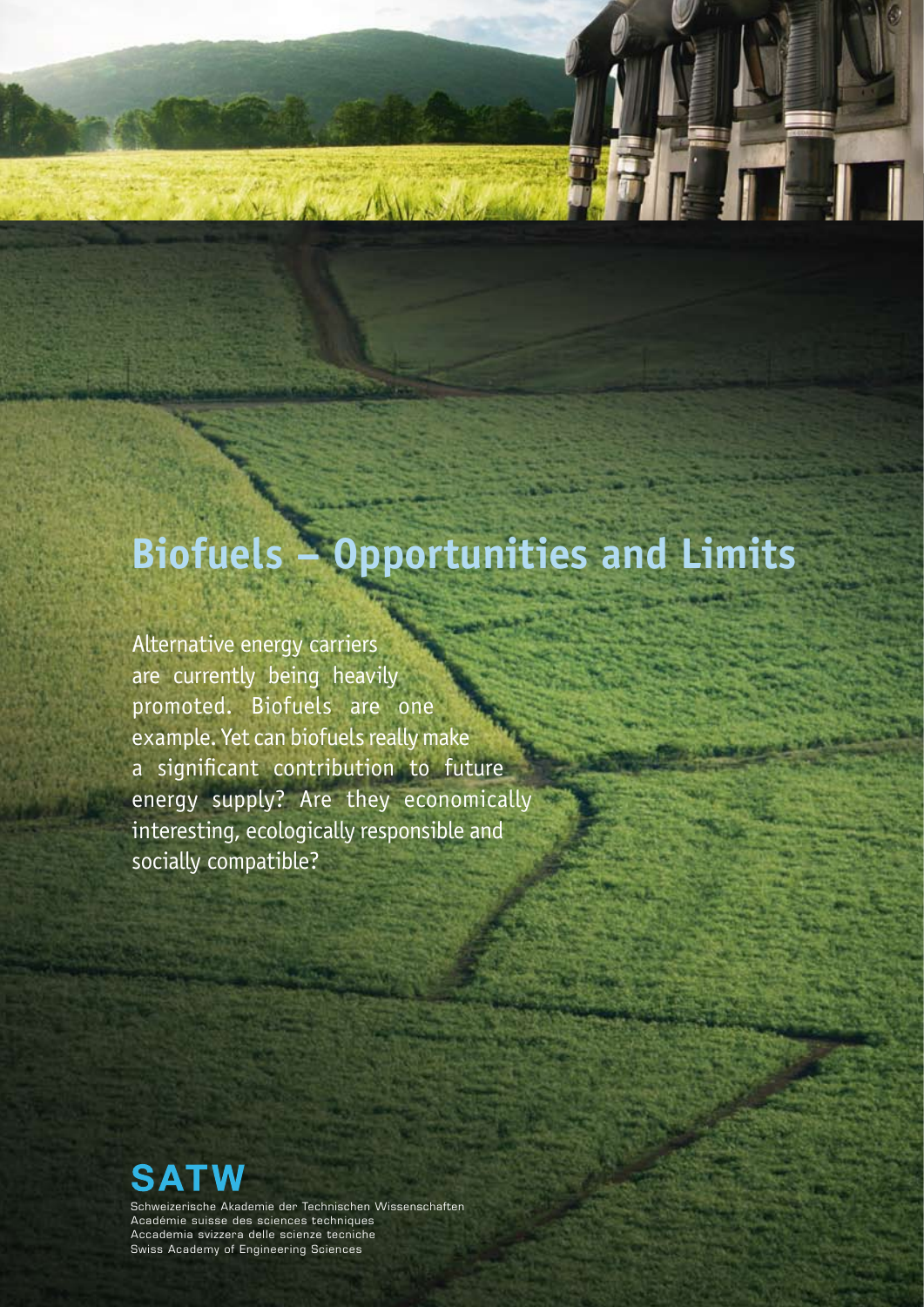# Biofuels – Opportunities and Limits

Alternative energy carriers are currently being heavily promoted. Biofuels are one example. Yet can biofuels really make a significant contribution to future energy supply? Are they economically interesting, ecologically responsible and socially compatible?

**SATW**

Schweizerische Akademie der Technischen Wissenschaften
Académie suisse des sciences techniques
Accademia svizzera delle scienze tecniche
Swiss Academy of Engineering Sciences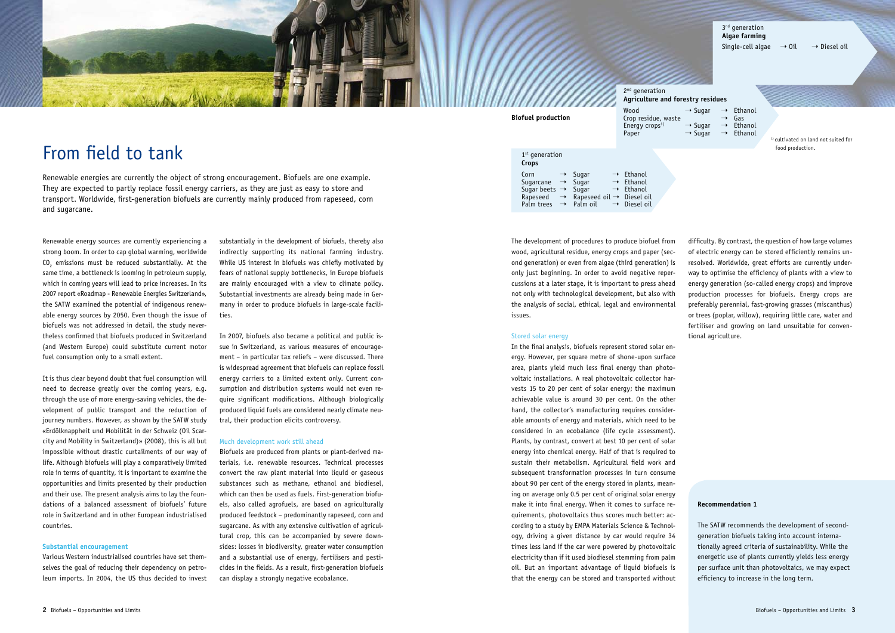# From field to tank

Renewable energies are currently the object of strong encouragement. Biofuels are one example. They are expected to partly replace fossil energy carriers, as they are just as easy to store and transport. Worldwide, first-generation biofuels are currently mainly produced from rapeseed, corn and sugarcane.

Renewable energy sources are currently experiencing a strong boom. In order to cap global warming, worldwide $CO_2$ emissions must be reduced substantially. At the same time, a bottleneck is looming in petroleum supply, which in coming years will lead to price increases. In its 2007 report «Roadmap - Renewable Energies Switzerland», the SATW examined the potential of indigenous renewable energy sources by 2050. Even though the issue of biofuels was not addressed in detail, the study nevertheless confirmed that biofuels produced in Switzerland (and Western Europe) could substitute current motor fuel consumption only to a small extent.

It is thus clear beyond doubt that fuel consumption will need to decrease greatly over the coming years, e.g. through the use of more energy-saving vehicles, the development of public transport and the reduction of journey numbers. However, as shown by the SATW study «Erdölknappheit und Mobilität in der Schweiz (Oil Scarcity and Mobility in Switzerland)» (2008), this is all but impossible without drastic curtailments of our way of life. Although biofuels will play a comparatively limited role in terms of quantity, it is important to examine the opportunities and limits presented by their production and their use. The present analysis aims to lay the foundations of a balanced assessment of biofuels' future role in Switzerland and in other European industrialised countries.

### Substantial encouragement

Various Western industrialised countries have set themselves the goal of reducing their dependency on petroleum imports. In 2004, the US thus decided to invest substantially in the development of biofuels, thereby also indirectly supporting its national farming industry. While US interest in biofuels was chiefly motivated by fears of national supply bottlenecks, in Europe biofuels are mainly encouraged with a view to climate policy. Substantial investments are already being made in Germany in order to produce biofuels in large-scale facilities.

In 2007, biofuels also became a political and public issue in Switzerland, as various measures of encouragement – in particular tax reliefs – were discussed. There is widespread agreement that biofuels can replace fossil energy carriers to a limited extent only. Current consumption and distribution systems would not even require significant modifications. Although biologically produced liquid fuels are considered nearly climate neutral, their production elicits controversy.

### Much development work still ahead

Biofuels are produced from plants or plant-derived materials, i.e. renewable resources. Technical processes convert the raw plant material into liquid or gaseous substances such as methane, ethanol and biodiesel, which can then be used as fuels. First-generation biofuels, also called agrofuels, are based on agriculturally produced feedstock – predominantly rapeseed, corn and sugarcane. As with any extensive cultivation of agricultural crop, this can be accompanied by severe downsides: losses in biodiversity, greater water consumption and a substantial use of energy, fertilisers and pesticides in the fields. As a result, first-generation biofuels can display a strongly negative ecobalance.

**Biofuel production**

1st generation
**Crops**

| | | | | |
|---|---|---|---|---|
| Corn | → | Sugar | → | Ethanol |
| Sugarcane | → | Sugar | → | Ethanol |
| Sugar beets | → | Sugar | → | Ethanol |
| Rapeseed | → | Rapeseed oil | → | Diesel oil |
| Palm trees | → | Palm oil | → | Diesel oil |

2nd generation
**Agriculture and forestry residues**

| | | | | |
|---|---|---|---|---|
| Wood | → | Sugar | → | Ethanol |
| Crop residue, waste | | | → | Gas |
| Energy crops[1] | → | Sugar | → | Ethanol |
| Paper | → | Sugar | → | Ethanol |

[1] cultivated on land not suited for food production.

3rd generation
**Algae farming**

Single-cell algae → Oil → Diesel oil

The development of procedures to produce biofuel from wood, agricultural residue, energy crops and paper (second generation) or even from algae (third generation) is only just beginning. In order to avoid negative repercussions at a later stage, it is important to press ahead not only with technological development, but also with the analysis of social, ethical, legal and environmental issues.

### Stored solar energy

In the final analysis, biofuels represent stored solar energy. However, per square metre of shone-upon surface area, plants yield much less final energy than photovoltaic installations. A real photovoltaic collector harvests 15 to 20 per cent of solar energy; the maximum achievable value is around 30 per cent. On the other hand, the collector's manufacturing requires considerable amounts of energy and materials, which need to be considered in an ecobalance (life cycle assessment). Plants, by contrast, convert at best 10 per cent of solar energy into chemical energy. Half of that is required to sustain their metabolism. Agricultural field work and subsequent transformation processes in turn consume about 90 per cent of the energy stored in plants, meaning on average only 0.5 per cent of original solar energy make it into final energy. When it comes to surface requirements, photovoltaics thus scores much better: according to a study by EMPA Materials Science & Technology, driving a given distance by car would require 34 times less land if the car were powered by photovoltaic electricity than if it used biodiesel stemming from palm oil. But an important advantage of liquid biofuels is that the energy can be stored and transported without difficulty. By contrast, the question of how large volumes of electric energy can be stored efficiently remains unresolved. Worldwide, great efforts are currently underway to optimise the efficiency of plants with a view to energy generation (so-called energy crops) and improve production processes for biofuels. Energy crops are preferably perennial, fast-growing grasses (miscanthus) or trees (poplar, willow), requiring little care, water and fertiliser and growing on land unsuitable for conventional agriculture.

**Recommendation 1**

The SATW recommends the development of second-generation biofuels taking into account internationally agreed criteria of sustainability. While the energetic use of plants currently yields less energy per surface unit than photovoltaics, we may expect efficiency to increase in the long term.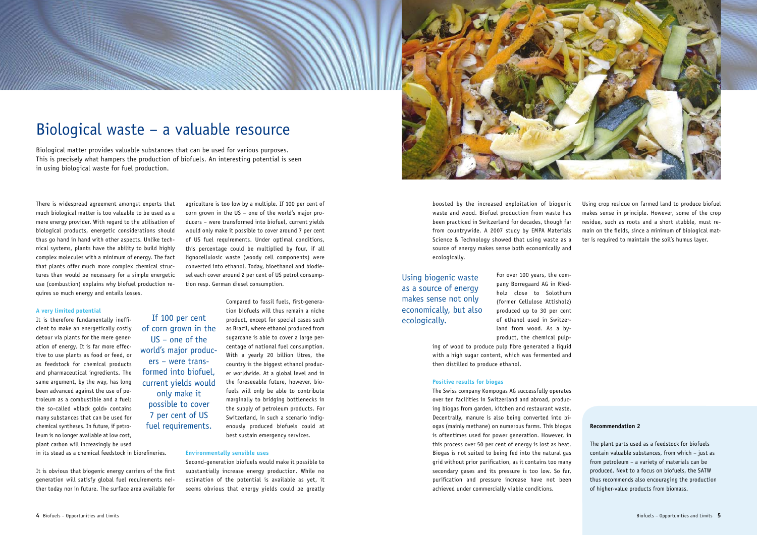# Biological waste – a valuable resource

Biological matter provides valuable substances that can be used for various purposes. This is precisely what hampers the production of biofuels. An interesting potential is seen in using biological waste for fuel production.

There is widespread agreement amongst experts that much biological matter is too valuable to be used as a mere energy provider. With regard to the utilisation of biological products, energetic considerations should thus go hand in hand with other aspects. Unlike technical systems, plants have the ability to build highly complex molecules with a minimum of energy. The fact that plants offer much more complex chemical structures than would be necessary for a simple energetic use (combustion) explains why biofuel production requires so much energy and entails losses.

### A very limited potential

It is therefore fundamentally inefficient to make an energetically costly detour via plants for the mere generation of energy. It is far more effective to use plants as food or feed, or as feedstock for chemical products and pharmaceutical ingredients. The same argument, by the way, has long been advanced against the use of petroleum as a combustible and a fuel: the so-called «black gold» contains many substances that can be used for chemical syntheses. In future, if petroleum is no longer available at low cost, plant carbon will increasingly be used in its stead as a chemical feedstock in biorefineries.

It is obvious that biogenic energy carriers of the first generation will satisfy global fuel requirements neither today nor in future. The surface area available for agriculture is too low by a multiple. If 100 per cent of corn grown in the US – one of the world's major producers – were transformed into biofuel, current yields would only make it possible to cover around 7 per cent of US fuel requirements. Under optimal conditions, this percentage could be multiplied by four, if all lignocellulosic waste (woody cell components) were converted into ethanol. Today, bioethanol and biodiesel each cover around 2 per cent of US petrol consumption resp. German diesel consumption.

> If 100 per cent of corn grown in the US – one of the world's major producers – were transformed into biofuel, current yields would only make it possible to cover 7 per cent of US fuel requirements.

Compared to fossil fuels, first-generation biofuels will thus remain a niche product, except for special cases such as Brazil, where ethanol produced from sugarcane is able to cover a large percentage of national fuel consumption. With a yearly 20 billion litres, the country is the biggest ethanol producer worldwide. At a global level and in the foreseeable future, however, biofuels will only be able to contribute marginally to bridging bottlenecks in the supply of petroleum products. For Switzerland, in such a scenario indigenously produced biofuels could at best sustain emergency services.

### Environmentally sensible uses

Second-generation biofuels would make it possible to substantially increase energy production. While no estimation of the potential is available as yet, it seems obvious that energy yields could be greatly boosted by the increased exploitation of biogenic waste and wood. Biofuel production from waste has been practiced in Switzerland for decades, though far from countrywide. A 2007 study by EMPA Materials Science & Technology showed that using waste as a source of energy makes sense both economically and ecologically.

> Using biogenic waste as a source of energy makes sense not only economically, but also ecologically.

For over 100 years, the company Borregaard AG in Riedholz close to Solothurn (former Cellulose Attisholz) produced up to 30 per cent of ethanol used in Switzerland from wood. As a by-product, the chemical pulping of wood to produce pulp fibre generated a liquid with a high sugar content, which was fermented and then distilled to produce ethanol.

### Positive results for biogas

The Swiss company Kompogas AG successfully operates over ten facilities in Switzerland and abroad, producing biogas from garden, kitchen and restaurant waste. Decentrally, manure is also being converted into biogas (mainly methane) on numerous farms. This biogas is oftentimes used for power generation. However, in this process over 50 per cent of energy is lost as heat. Biogas is not suited to being fed into the natural gas grid without prior purification, as it contains too many secondary gases and its pressure is too low. So far, purification and pressure increase have not been achieved under commercially viable conditions.

Using crop residue on farmed land to produce biofuel makes sense in principle. However, some of the crop residue, such as roots and a short stubble, must remain on the fields, since a minimum of biological matter is required to maintain the soil's humus layer.

**Recommendation 2**

The plant parts used as a feedstock for biofuels contain valuable substances, from which – just as from petroleum – a variety of materials can be produced. Next to a focus on biofuels, the SATW thus recommends also encouraging the production of higher-value products from biomass.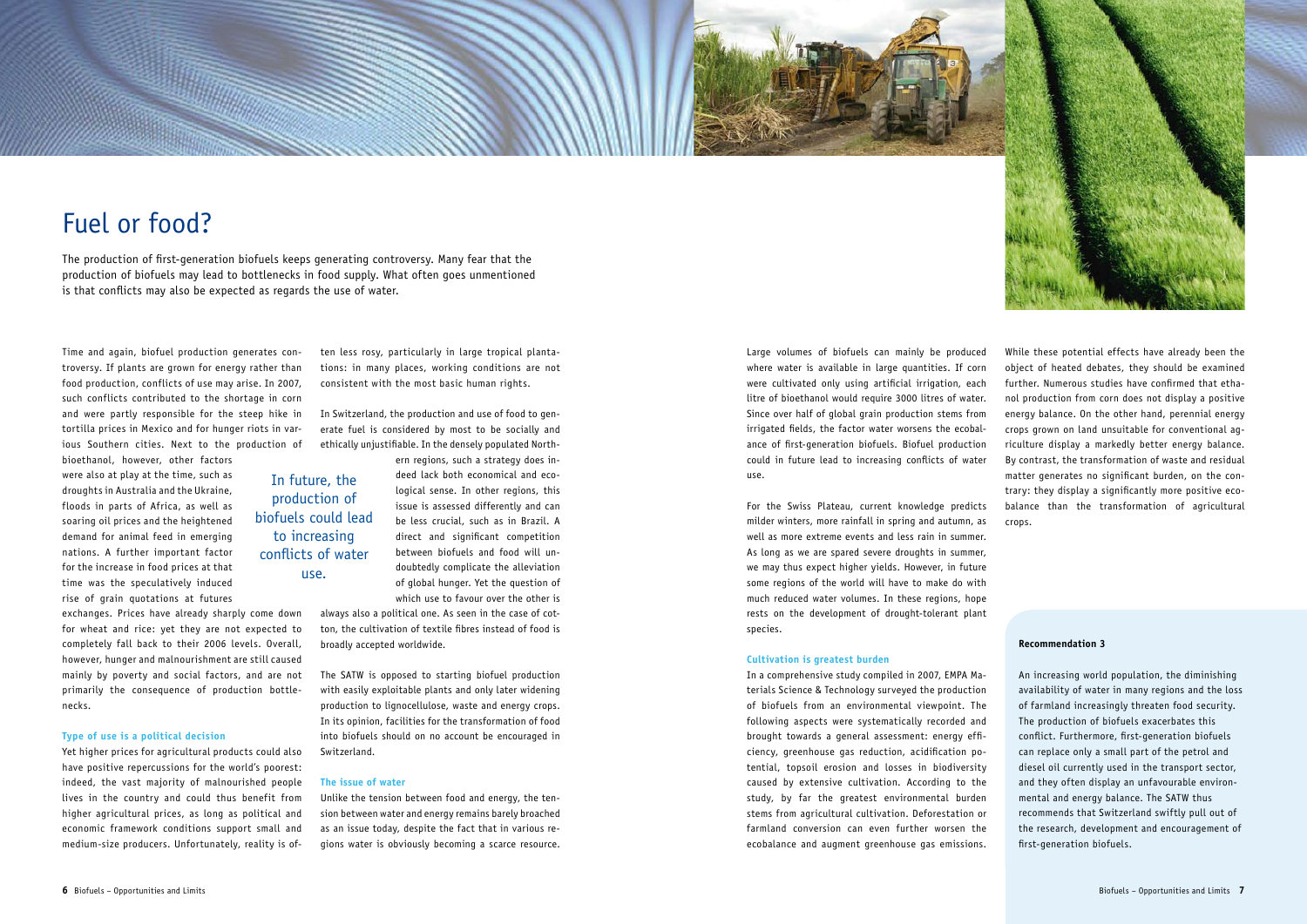# Fuel or food?

The production of first-generation biofuels keeps generating controversy. Many fear that the production of biofuels may lead to bottlenecks in food supply. What often goes unmentioned is that conflicts may also be expected as regards the use of water.

Time and again, biofuel production generates controversy. If plants are grown for energy rather than food production, conflicts of use may arise. In 2007, such conflicts contributed to the shortage in corn and were partly responsible for the steep hike in tortilla prices in Mexico and for hunger riots in various Southern cities. Next to the production of bioethanol, however, other factors were also at play at the time, such as droughts in Australia and the Ukraine, floods in parts of Africa, as well as soaring oil prices and the heightened demand for animal feed in emerging nations. A further important factor for the increase in food prices at that time was the speculatively induced rise of grain quotations at futures exchanges. Prices have already sharply come down for wheat and rice: yet they are not expected to completely fall back to their 2006 levels. Overall, however, hunger and malnourishment are still caused mainly by poverty and social factors, and are not primarily the consequence of production bottlenecks.

> In future, the production of biofuels could lead to increasing conflicts of water use.

### Type of use is a political decision

Yet higher prices for agricultural products could also have positive repercussions for the world's poorest: indeed, the vast majority of malnourished people lives in the country and could thus benefit from higher agricultural prices, as long as political and economic framework conditions support small and medium-size producers. Unfortunately, reality is often less rosy, particularly in large tropical plantations: in many places, working conditions are not consistent with the most basic human rights.

In Switzerland, the production and use of food to generate fuel is considered by most to be socially and ethically unjustifiable. In the densely populated Northern regions, such a strategy does indeed lack both economical and ecological sense. In other regions, this issue is assessed differently and can be less crucial, such as in Brazil. A direct and significant competition between biofuels and food will undoubtedly complicate the alleviation of global hunger. Yet the question of which use to favour over the other is always also a political one. As seen in the case of cotton, the cultivation of textile fibres instead of food is broadly accepted worldwide.

The SATW is opposed to starting biofuel production with easily exploitable plants and only later widening production to lignocellulose, waste and energy crops. In its opinion, facilities for the transformation of food into biofuels should on no account be encouraged in Switzerland.

### The issue of water

Unlike the tension between food and energy, the tension between water and energy remains barely broached as an issue today, despite the fact that in various regions water is obviously becoming a scarce resource. Large volumes of biofuels can mainly be produced where water is available in large quantities. If corn were cultivated only using artificial irrigation, each litre of bioethanol would require 3000 litres of water. Since over half of global grain production stems from irrigated fields, the factor water worsens the ecobalance of first-generation biofuels. Biofuel production could in future lead to increasing conflicts of water use.

For the Swiss Plateau, current knowledge predicts milder winters, more rainfall in spring and autumn, as well as more extreme events and less rain in summer. As long as we are spared severe droughts in summer, we may thus expect higher yields. However, in future some regions of the world will have to make do with much reduced water volumes. In these regions, hope rests on the development of drought-tolerant plant species.

### Cultivation is greatest burden

In a comprehensive study compiled in 2007, EMPA Materials Science & Technology surveyed the production of biofuels from an environmental viewpoint. The following aspects were systematically recorded and brought towards a general assessment: energy efficiency, greenhouse gas reduction, acidification potential, topsoil erosion and losses in biodiversity caused by extensive cultivation. According to the study, by far the greatest environmental burden stems from agricultural cultivation. Deforestation or farmland conversion can even further worsen the ecobalance and augment greenhouse gas emissions. While these potential effects have already been the object of heated debates, they should be examined further. Numerous studies have confirmed that ethanol production from corn does not display a positive energy balance. On the other hand, perennial energy crops grown on land unsuitable for conventional agriculture display a markedly better energy balance. By contrast, the transformation of waste and residual matter generates no significant burden, on the contrary: they display a significantly more positive ecobalance than the transformation of agricultural crops.

**Recommendation 3**

An increasing world population, the diminishing availability of water in many regions and the loss of farmland increasingly threaten food security. The production of biofuels exacerbates this conflict. Furthermore, first-generation biofuels can replace only a small part of the petrol and diesel oil currently used in the transport sector, and they often display an unfavourable environmental and energy balance. The SATW thus recommends that Switzerland swiftly pull out of the research, development and encouragement of first-generation biofuels.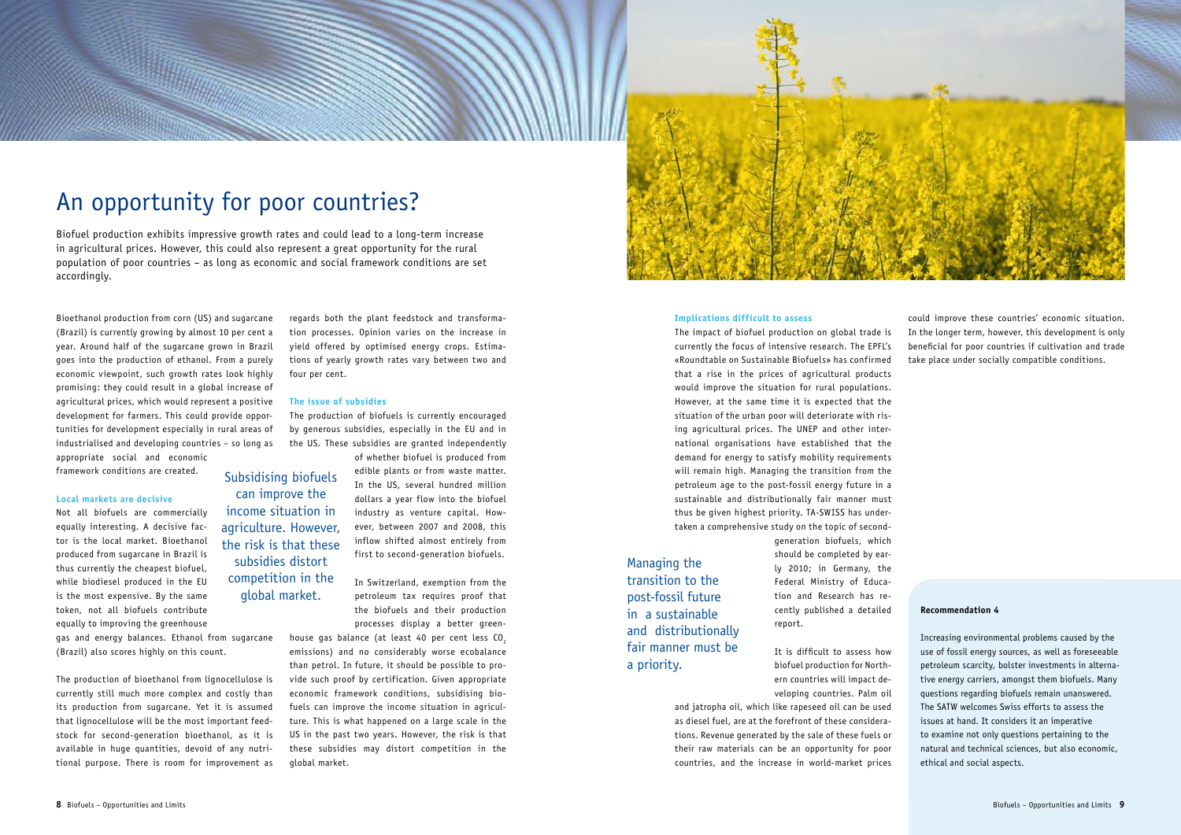# An opportunity for poor countries?

Biofuel production exhibits impressive growth rates and could lead to a long-term increase in agricultural prices. However, this could also represent a great opportunity for the rural population of poor countries – as long as economic and social framework conditions are set accordingly.

Bioethanol production from corn (US) and sugarcane (Brazil) is currently growing by almost 10 per cent a year. Around half of the sugarcane grown in Brazil goes into the production of ethanol. From a purely economic viewpoint, such growth rates look highly promising: they could result in a global increase of agricultural prices, which would represent a positive development for farmers. This could provide opportunities for development especially in rural areas of industrialised and developing countries – so long as appropriate social and economic framework conditions are created.

### Local markets are decisive

Not all biofuels are commercially equally interesting. A decisive factor is the local market. Bioethanol produced from sugarcane in Brazil is thus currently the cheapest biofuel, while biodiesel produced in the EU is the most expensive. By the same token, not all biofuels contribute equally to improving the greenhouse gas and energy balances. Ethanol from sugarcane (Brazil) also scores highly on this count.

The production of bioethanol from lignocellulose is currently still much more complex and costly than its production from sugarcane. Yet it is assumed that lignocellulose will be the most important feedstock for second-generation bioethanol, as it is available in huge quantities, devoid of any nutritional purpose. There is room for improvement as regards both the plant feedstock and transformation processes. Opinion varies on the increase in yield offered by optimised energy crops. Estimations of yearly growth rates vary between two and four per cent.

### The issue of subsidies

The production of biofuels is currently encouraged by generous subsidies, especially in the EU and in the US. These subsidies are granted independently of whether biofuel is produced from edible plants or from waste matter. In the US, several hundred million dollars a year flow into the biofuel industry as venture capital. However, between 2007 and 2008, this inflow shifted almost entirely from first to second-generation biofuels.

> Subsidising biofuels can improve the income situation in agriculture. However, the risk is that these subsidies distort competition in the global market.

In Switzerland, exemption from the petroleum tax requires proof that the biofuels and their production processes display a better greenhouse gas balance (at least 40 per cent less $CO_2$ emissions) and no considerably worse ecobalance than petrol. In future, it should be possible to provide such proof by certification. Given appropriate economic framework conditions, subsidising biofuels can improve the income situation in agriculture. This is what happened on a large scale in the US in the past two years. However, the risk is that these subsidies may distort competition in the global market.

### Implications difficult to assess

The impact of biofuel production on global trade is currently the focus of intensive research. The EPFL's «Roundtable on Sustainable Biofuels» has confirmed that a rise in the prices of agricultural products would improve the situation for rural populations. However, at the same time it is expected that the situation of the urban poor will deteriorate with rising agricultural prices. The UNEP and other international organisations have established that the demand for energy to satisfy mobility requirements will remain high. Managing the transition from the petroleum age to the post-fossil energy future in a sustainable and distributionally fair manner must thus be given highest priority. TA-SWISS has undertaken a comprehensive study on the topic of second-generation biofuels, which should be completed by early 2010; in Germany, the Federal Ministry of Education and Research has recently published a detailed report.

> Managing the transition to the post-fossil future in a sustainable and distributionally fair manner must be a priority.

It is difficult to assess how biofuel production for Northern countries will impact developing countries. Palm oil and jatropha oil, which like rapeseed oil can be used as diesel fuel, are at the forefront of these considerations. Revenue generated by the sale of these fuels or their raw materials can be an opportunity for poor countries, and the increase in world-market prices could improve these countries' economic situation. In the longer term, however, this development is only beneficial for poor countries if cultivation and trade take place under socially compatible conditions.

**Recommendation 4**

Increasing environmental problems caused by the use of fossil energy sources, as well as foreseeable petroleum scarcity, bolster investments in alternative energy carriers, amongst them biofuels. Many questions regarding biofuels remain unanswered. The SATW welcomes Swiss efforts to assess the issues at hand. It considers it an imperative to examine not only questions pertaining to the natural and technical sciences, but also economic, ethical and social aspects.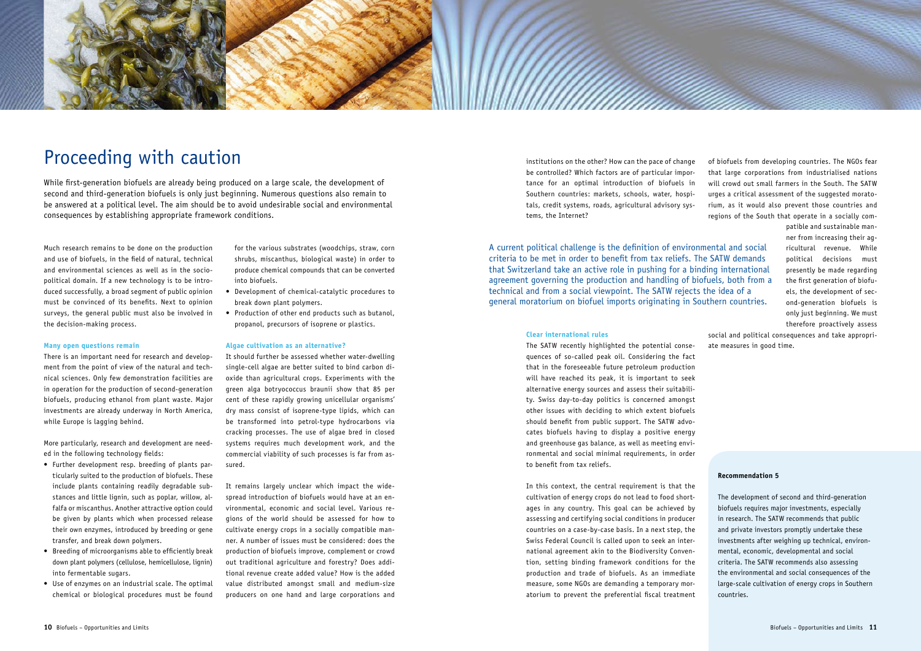# Proceeding with caution

While first-generation biofuels are already being produced on a large scale, the development of second and third-generation biofuels is only just beginning. Numerous questions also remain to be answered at a political level. The aim should be to avoid undesirable social and environmental consequences by establishing appropriate framework conditions.

Much research remains to be done on the production and use of biofuels, in the field of natural, technical and environmental sciences as well as in the socio-political domain. If a new technology is to be introduced successfully, a broad segment of public opinion must be convinced of its benefits. Next to opinion surveys, the general public must also be involved in the decision-making process.

### Many open questions remain

There is an important need for research and development from the point of view of the natural and technical sciences. Only few demonstration facilities are in operation for the production of second-generation biofuels, producing ethanol from plant waste. Major investments are already underway in North America, while Europe is lagging behind.

More particularly, research and development are needed in the following technology fields:

- Further development resp. breeding of plants particularly suited to the production of biofuels. These include plants containing readily degradable substances and little lignin, such as poplar, willow, alfalfa or miscanthus. Another attractive option could be given by plants which when processed release their own enzymes, introduced by breeding or gene transfer, and break down polymers.
- Breeding of microorganisms able to efficiently break down plant polymers (cellulose, hemicellulose, lignin) into fermentable sugars.
- Use of enzymes on an industrial scale. The optimal chemical or biological procedures must be found for the various substrates (woodchips, straw, corn shrubs, miscanthus, biological waste) in order to produce chemical compounds that can be converted into biofuels.
- Development of chemical-catalytic procedures to break down plant polymers.
- Production of other end products such as butanol, propanol, precursors of isoprene or plastics.

### Algae cultivation as an alternative?

It should further be assessed whether water-dwelling single-cell algae are better suited to bind carbon dioxide than agricultural crops. Experiments with the green alga botryococcus braunii show that 85 per cent of these rapidly growing unicellular organisms' dry mass consist of isoprene-type lipids, which can be transformed into petrol-type hydrocarbons via cracking processes. The use of algae bred in closed systems requires much development work, and the commercial viability of such processes is far from assured.

It remains largely unclear which impact the widespread introduction of biofuels would have at an environmental, economic and social level. Various regions of the world should be assessed for how to cultivate energy crops in a socially compatible manner. A number of issues must be considered: does the production of biofuels improve, complement or crowd out traditional agriculture and forestry? Does additional revenue create added value? How is the added value distributed amongst small and medium-size producers on one hand and large corporations and institutions on the other? How can the pace of change be controlled? Which factors are of particular importance for an optimal introduction of biofuels in Southern countries: markets, schools, water, hospitals, credit systems, roads, agricultural advisory systems, the Internet?

A current political challenge is the definition of environmental and social criteria to be met in order to benefit from tax reliefs. The SATW demands that Switzerland take an active role in pushing for a binding international agreement governing the production and handling of biofuels, both from a technical and from a social viewpoint. The SATW rejects the idea of a general moratorium on biofuel imports originating in Southern countries.

### Clear international rules

The SATW recently highlighted the potential consequences of so-called peak oil. Considering the fact that in the foreseeable future petroleum production will have reached its peak, it is important to seek alternative energy sources and assess their suitability. Swiss day-to-day politics is concerned amongst other issues with deciding to which extent biofuels should benefit from public support. The SATW advocates biofuels having to display a positive energy and greenhouse gas balance, as well as meeting environmental and social minimal requirements, in order to benefit from tax reliefs.

In this context, the central requirement is that the cultivation of energy crops do not lead to food shortages in any country. This goal can be achieved by assessing and certifying social conditions in producer countries on a case-by-case basis. In a next step, the Swiss Federal Council is called upon to seek an international agreement akin to the Biodiversity Convention, setting binding framework conditions for the production and trade of biofuels. As an immediate measure, some NGOs are demanding a temporary moratorium to prevent the preferential fiscal treatment of biofuels from developing countries. The NGOs fear that large corporations from industrialised nations will crowd out small farmers in the South. The SATW urges a critical assessment of the suggested moratorium, as it would also prevent those countries and regions of the South that operate in a socially compatible and sustainable manner from increasing their agricultural revenue. While political decisions must presently be made regarding the first generation of biofuels, the development of second-generation biofuels is only just beginning. We must therefore proactively assess social and political consequences and take appropriate measures in good time.

**Recommendation 5**

The development of second and third-generation biofuels requires major investments, especially in research. The SATW recommends that public and private investors promptly undertake these investments after weighing up technical, environmental, economic, developmental and social criteria. The SATW recommends also assessing the environmental and social consequences of the large-scale cultivation of energy crops in Southern countries.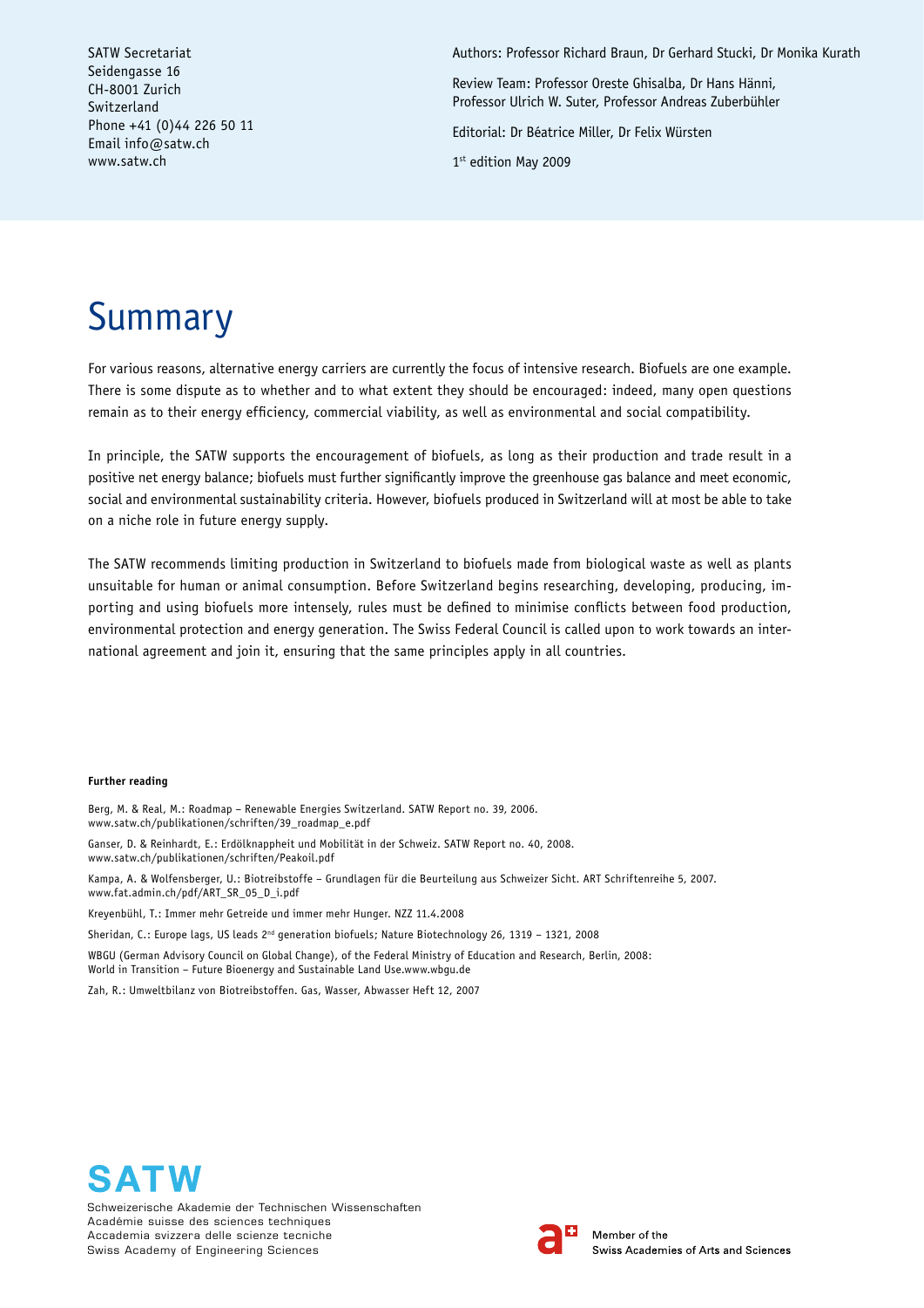SATW Secretariat
Seidengasse 16
CH-8001 Zurich
Switzerland
Phone +41 (0)44 226 50 11
Email info@satw.ch
www.satw.ch

Authors: Professor Richard Braun, Dr Gerhard Stucki, Dr Monika Kurath

Review Team: Professor Oreste Ghisalba, Dr Hans Hänni, Professor Ulrich W. Suter, Professor Andreas Zuberbühler

Editorial: Dr Béatrice Miller, Dr Felix Würsten

1st edition May 2009

# Summary

For various reasons, alternative energy carriers are currently the focus of intensive research. Biofuels are one example. There is some dispute as to whether and to what extent they should be encouraged: indeed, many open questions remain as to their energy efficiency, commercial viability, as well as environmental and social compatibility.

In principle, the SATW supports the encouragement of biofuels, as long as their production and trade result in a positive net energy balance; biofuels must further significantly improve the greenhouse gas balance and meet economic, social and environmental sustainability criteria. However, biofuels produced in Switzerland will at most be able to take on a niche role in future energy supply.

The SATW recommends limiting production in Switzerland to biofuels made from biological waste as well as plants unsuitable for human or animal consumption. Before Switzerland begins researching, developing, producing, importing and using biofuels more intensely, rules must be defined to minimise conflicts between food production, environmental protection and energy generation. The Swiss Federal Council is called upon to work towards an international agreement and join it, ensuring that the same principles apply in all countries.

**Further reading**

Berg, M. & Real, M.: Roadmap – Renewable Energies Switzerland. SATW Report no. 39, 2006. www.satw.ch/publikationen/schriften/39_roadmap_e.pdf

Ganser, D. & Reinhardt, E.: Erdölknappheit und Mobilität in der Schweiz. SATW Report no. 40, 2008. www.satw.ch/publikationen/schriften/Peakoil.pdf

Kampa, A. & Wolfensberger, U.: Biotreibstoffe – Grundlagen für die Beurteilung aus Schweizer Sicht. ART Schriftenreihe 5, 2007. www.fat.admin.ch/pdf/ART_SR_05_D_i.pdf

Kreyenbühl, T.: Immer mehr Getreide und immer mehr Hunger. NZZ 11.4.2008

Sheridan, C.: Europe lags, US leads 2nd generation biofuels; Nature Biotechnology 26, 1319 – 1321, 2008

WBGU (German Advisory Council on Global Change), of the Federal Ministry of Education and Research, Berlin, 2008: World in Transition – Future Bioenergy and Sustainable Land Use.www.wbgu.de

Zah, R.: Umweltbilanz von Biotreibstoffen. Gas, Wasser, Abwasser Heft 12, 2007

**SATW**

Schweizerische Akademie der Technischen Wissenschaften
Académie suisse des sciences techniques
Accademia svizzera delle scienze tecniche
Swiss Academy of Engineering Sciences

Member of the Swiss Academies of Arts and Sciences